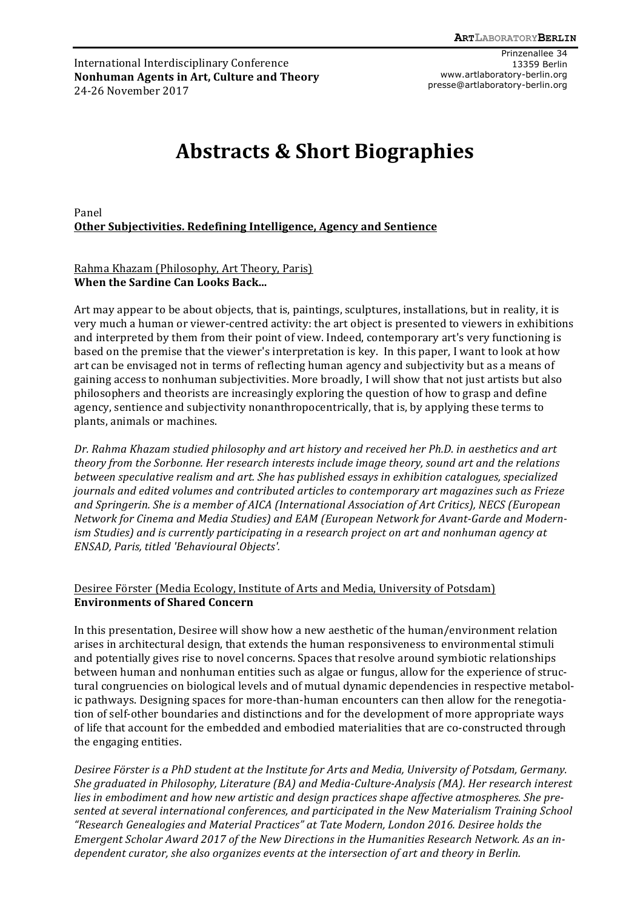International Interdisciplinary Conference
**Nonhuman Agents in Art, Culture and Theory**
24-26 November 2017

Prinzenallee 34
13359 Berlin
www.artlaboratory-berlin.org
presse@artlaboratory-berlin.org

# Abstracts & Short Biographies

Panel
**Other Subjectivities. Redefining Intelligence, Agency and Sentience**

Rahma Khazam (Philosophy, Art Theory, Paris)
**When the Sardine Can Looks Back...**

Art may appear to be about objects, that is, paintings, sculptures, installations, but in reality, it is very much a human or viewer-centred activity: the art object is presented to viewers in exhibitions and interpreted by them from their point of view. Indeed, contemporary art's very functioning is based on the premise that the viewer's interpretation is key. In this paper, I want to look at how art can be envisaged not in terms of reflecting human agency and subjectivity but as a means of gaining access to nonhuman subjectivities. More broadly, I will show that not just artists but also philosophers and theorists are increasingly exploring the question of how to grasp and define agency, sentience and subjectivity nonanthropocentrically, that is, by applying these terms to plants, animals or machines.

*Dr. Rahma Khazam studied philosophy and art history and received her Ph.D. in aesthetics and art theory from the Sorbonne. Her research interests include image theory, sound art and the relations between speculative realism and art. She has published essays in exhibition catalogues, specialized journals and edited volumes and contributed articles to contemporary art magazines such as Frieze and Springerin. She is a member of AICA (International Association of Art Critics), NECS (European Network for Cinema and Media Studies) and EAM (European Network for Avant-Garde and Modernism Studies) and is currently participating in a research project on art and nonhuman agency at ENSAD, Paris, titled 'Behavioural Objects'.*

Desiree Förster (Media Ecology, Institute of Arts and Media, University of Potsdam)
**Environments of Shared Concern**

In this presentation, Desiree will show how a new aesthetic of the human/environment relation arises in architectural design, that extends the human responsiveness to environmental stimuli and potentially gives rise to novel concerns. Spaces that resolve around symbiotic relationships between human and nonhuman entities such as algae or fungus, allow for the experience of structural congruencies on biological levels and of mutual dynamic dependencies in respective metabolic pathways. Designing spaces for more-than-human encounters can then allow for the renegotiation of self-other boundaries and distinctions and for the development of more appropriate ways of life that account for the embedded and embodied materialities that are co-constructed through the engaging entities.

*Desiree Förster is a PhD student at the Institute for Arts and Media, University of Potsdam, Germany. She graduated in Philosophy, Literature (BA) and Media-Culture-Analysis (MA). Her research interest lies in embodiment and how new artistic and design practices shape affective atmospheres. She presented at several international conferences, and participated in the New Materialism Training School "Research Genealogies and Material Practices" at Tate Modern, London 2016. Desiree holds the Emergent Scholar Award 2017 of the New Directions in the Humanities Research Network. As an independent curator, she also organizes events at the intersection of art and theory in Berlin.*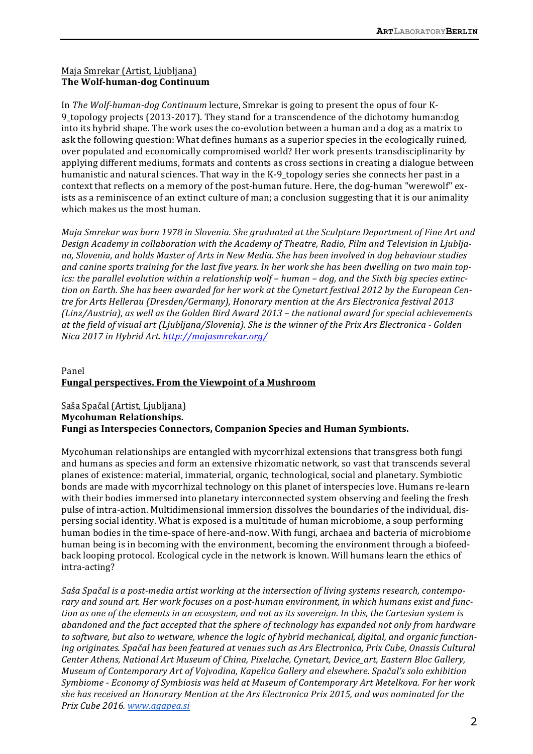Maja Smrekar (Artist, Ljubljana)
**The Wolf-human-dog Continuum**

In *The Wolf-human-dog Continuum* lecture, Smrekar is going to present the opus of four K-9_topology projects (2013-2017). They stand for a transcendence of the dichotomy human:dog into its hybrid shape. The work uses the co-evolution between a human and a dog as a matrix to ask the following question: What defines humans as a superior species in the ecologically ruined, over populated and economically compromised world? Her work presents transdisciplinarity by applying different mediums, formats and contents as cross sections in creating a dialogue between humanistic and natural sciences. That way in the K-9_topology series she connects her past in a context that reflects on a memory of the post-human future. Here, the dog-human "werewolf" exists as a reminiscence of an extinct culture of man; a conclusion suggesting that it is our animality which makes us the most human.

*Maja Smrekar was born 1978 in Slovenia. She graduated at the Sculpture Department of Fine Art and Design Academy in collaboration with the Academy of Theatre, Radio, Film and Television in Ljubljana, Slovenia, and holds Master of Arts in New Media. She has been involved in dog behaviour studies and canine sports training for the last five years. In her work she has been dwelling on two main topics: the parallel evolution within a relationship wolf – human – dog, and the Sixth big species extinction on Earth. She has been awarded for her work at the Cynetart festival 2012 by the European Centre for Arts Hellerau (Dresden/Germany), Honorary mention at the Ars Electronica festival 2013 (Linz/Austria), as well as the Golden Bird Award 2013 – the national award for special achievements at the field of visual art (Ljubljana/Slovenia). She is the winner of the Prix Ars Electronica - Golden Nica 2017 in Hybrid Art. http://majasmrekar.org/*

Panel
**Fungal perspectives. From the Viewpoint of a Mushroom**

Saša Spačal (Artist, Ljubljana)
**Mycohuman Relationships.**
**Fungi as Interspecies Connectors, Companion Species and Human Symbionts.**

Mycohuman relationships are entangled with mycorrhizal extensions that transgress both fungi and humans as species and form an extensive rhizomatic network, so vast that transcends several planes of existence: material, immaterial, organic, technological, social and planetary. Symbiotic bonds are made with mycorrhizal technology on this planet of interspecies love. Humans re-learn with their bodies immersed into planetary interconnected system observing and feeling the fresh pulse of intra-action. Multidimensional immersion dissolves the boundaries of the individual, dispersing social identity. What is exposed is a multitude of human microbiome, a soup performing human bodies in the time-space of here-and-now. With fungi, archaea and bacteria of microbiome human being is in becoming with the environment, becoming the environment through a biofeedback looping protocol. Ecological cycle in the network is known. Will humans learn the ethics of intra-acting?

*Saša Spačal is a post-media artist working at the intersection of living systems research, contemporary and sound art. Her work focuses on a post-human environment, in which humans exist and function as one of the elements in an ecosystem, and not as its sovereign. In this, the Cartesian system is abandoned and the fact accepted that the sphere of technology has expanded not only from hardware to software, but also to wetware, whence the logic of hybrid mechanical, digital, and organic functioning originates. Spačal has been featured at venues such as Ars Electronica, Prix Cube, Onassis Cultural Center Athens, National Art Museum of China, Pixelache, Cynetart, Device_art, Eastern Bloc Gallery, Museum of Contemporary Art of Vojvodina, Kapelica Gallery and elsewhere. Spačal's solo exhibition Symbiome - Economy of Symbiosis was held at Museum of Contemporary Art Metelkova. For her work she has received an Honorary Mention at the Ars Electronica Prix 2015, and was nominated for the Prix Cube 2016. www.agapea.si*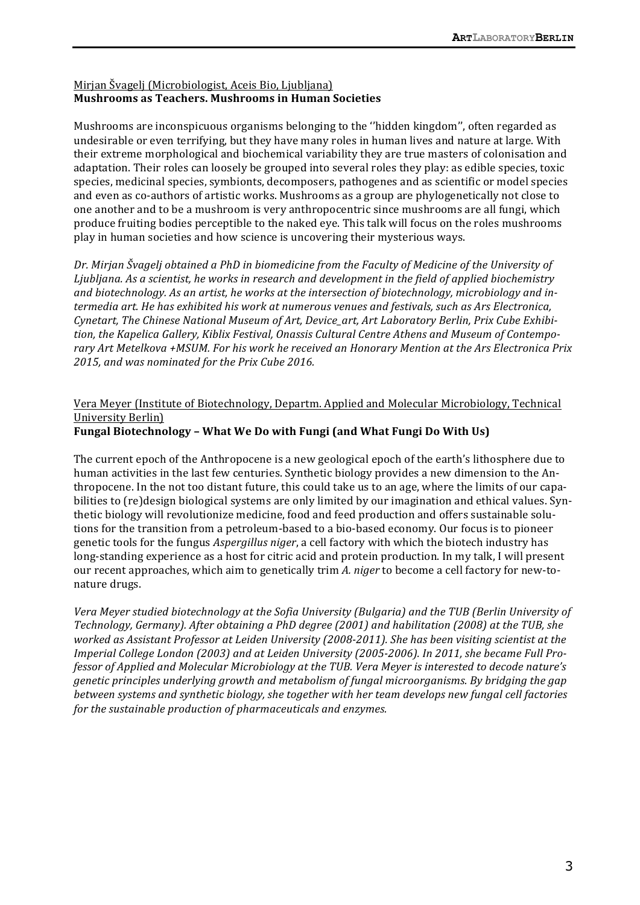Mirjan Švagelj (Microbiologist, Aceis Bio, Ljubljana)
**Mushrooms as Teachers. Mushrooms in Human Societies**

Mushrooms are inconspicuous organisms belonging to the ''hidden kingdom'', often regarded as undesirable or even terrifying, but they have many roles in human lives and nature at large. With their extreme morphological and biochemical variability they are true masters of colonisation and adaptation. Their roles can loosely be grouped into several roles they play: as edible species, toxic species, medicinal species, symbionts, decomposers, pathogenes and as scientific or model species and even as co-authors of artistic works. Mushrooms as a group are phylogenetically not close to one another and to be a mushroom is very anthropocentric since mushrooms are all fungi, which produce fruiting bodies perceptible to the naked eye. This talk will focus on the roles mushrooms play in human societies and how science is uncovering their mysterious ways.

*Dr. Mirjan Švagelj obtained a PhD in biomedicine from the Faculty of Medicine of the University of Ljubljana. As a scientist, he works in research and development in the field of applied biochemistry and biotechnology. As an artist, he works at the intersection of biotechnology, microbiology and intermedia art. He has exhibited his work at numerous venues and festivals, such as Ars Electronica, Cynetart, The Chinese National Museum of Art, Device_art, Art Laboratory Berlin, Prix Cube Exhibition, the Kapelica Gallery, Kiblix Festival, Onassis Cultural Centre Athens and Museum of Contemporary Art Metelkova +MSUM. For his work he received an Honorary Mention at the Ars Electronica Prix 2015, and was nominated for the Prix Cube 2016.*

Vera Meyer (Institute of Biotechnology, Departm. Applied and Molecular Microbiology, Technical University Berlin)
**Fungal Biotechnology – What We Do with Fungi (and What Fungi Do With Us)**

The current epoch of the Anthropocene is a new geological epoch of the earth's lithosphere due to human activities in the last few centuries. Synthetic biology provides a new dimension to the Anthropocene. In the not too distant future, this could take us to an age, where the limits of our capabilities to (re)design biological systems are only limited by our imagination and ethical values. Synthetic biology will revolutionize medicine, food and feed production and offers sustainable solutions for the transition from a petroleum-based to a bio-based economy. Our focus is to pioneer genetic tools for the fungus *Aspergillus niger*, a cell factory with which the biotech industry has long-standing experience as a host for citric acid and protein production. In my talk, I will present our recent approaches, which aim to genetically trim *A. niger* to become a cell factory for new-to-nature drugs.

*Vera Meyer studied biotechnology at the Sofia University (Bulgaria) and the TUB (Berlin University of Technology, Germany). After obtaining a PhD degree (2001) and habilitation (2008) at the TUB, she worked as Assistant Professor at Leiden University (2008-2011). She has been visiting scientist at the Imperial College London (2003) and at Leiden University (2005-2006). In 2011, she became Full Professor of Applied and Molecular Microbiology at the TUB. Vera Meyer is interested to decode nature's genetic principles underlying growth and metabolism of fungal microorganisms. By bridging the gap between systems and synthetic biology, she together with her team develops new fungal cell factories for the sustainable production of pharmaceuticals and enzymes.*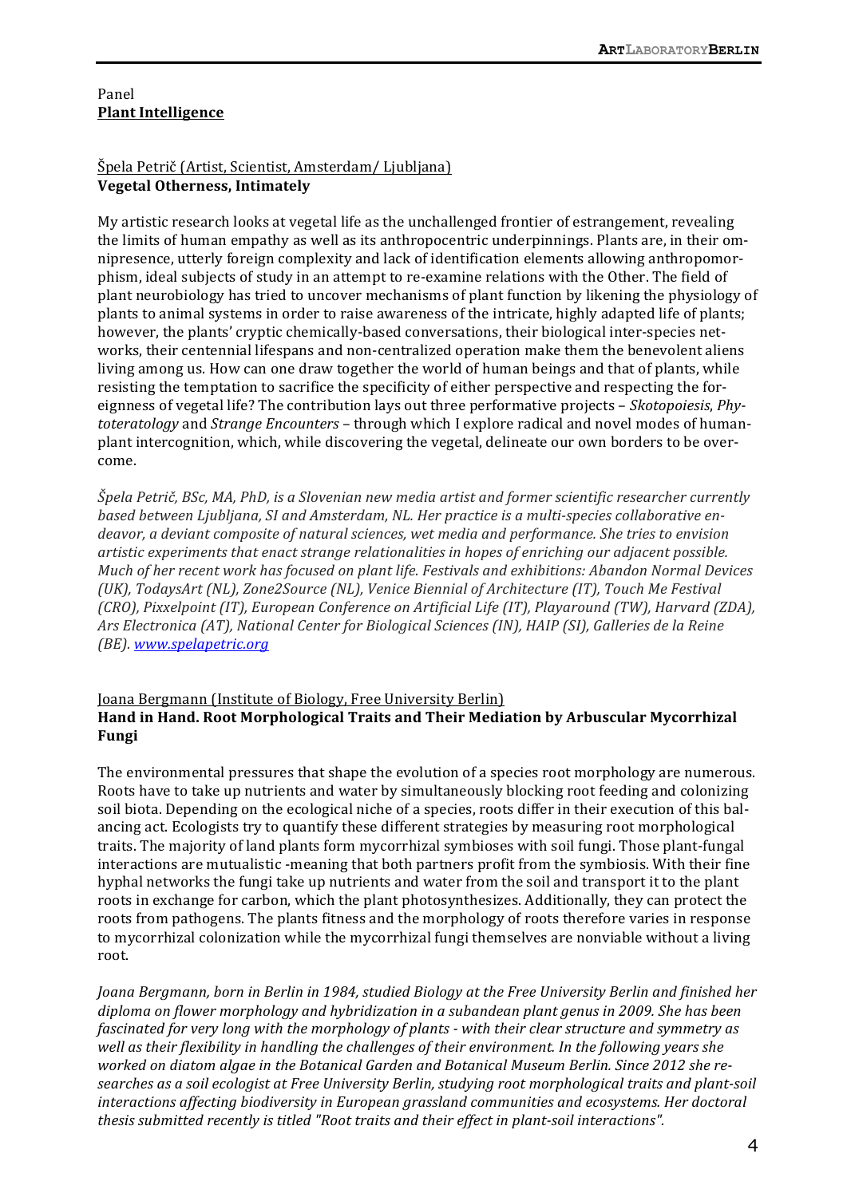Panel
**<u>Plant Intelligence</u>**

<u>Špela Petrič (Artist, Scientist, Amsterdam/ Ljubljana)</u>
**Vegetal Otherness, Intimately**

My artistic research looks at vegetal life as the unchallenged frontier of estrangement, revealing the limits of human empathy as well as its anthropocentric underpinnings. Plants are, in their omnipresence, utterly foreign complexity and lack of identification elements allowing anthropomorphism, ideal subjects of study in an attempt to re-examine relations with the Other. The field of plant neurobiology has tried to uncover mechanisms of plant function by likening the physiology of plants to animal systems in order to raise awareness of the intricate, highly adapted life of plants; however, the plants' cryptic chemically-based conversations, their biological inter-species networks, their centennial lifespans and non-centralized operation make them the benevolent aliens living among us. How can one draw together the world of human beings and that of plants, while resisting the temptation to sacrifice the specificity of either perspective and respecting the foreignness of vegetal life? The contribution lays out three performative projects – *Skotopoiesis*, *Phytoteratology* and *Strange Encounters* – through which I explore radical and novel modes of human-plant intercognition, which, while discovering the vegetal, delineate our own borders to be overcome.

*Špela Petrič, BSc, MA, PhD, is a Slovenian new media artist and former scientific researcher currently based between Ljubljana, SI and Amsterdam, NL. Her practice is a multi-species collaborative endeavor, a deviant composite of natural sciences, wet media and performance. She tries to envision artistic experiments that enact strange relationalities in hopes of enriching our adjacent possible. Much of her recent work has focused on plant life. Festivals and exhibitions: Abandon Normal Devices (UK), TodaysArt (NL), Zone2Source (NL), Venice Biennial of Architecture (IT), Touch Me Festival (CRO), Pixxelpoint (IT), European Conference on Artificial Life (IT), Playaround (TW), Harvard (ZDA), Ars Electronica (AT), National Center for Biological Sciences (IN), HAIP (SI), Galleries de la Reine (BE). [www.spelapetric.org](http://www.spelapetric.org)*

<u>Joana Bergmann (Institute of Biology, Free University Berlin)</u>
**Hand in Hand. Root Morphological Traits and Their Mediation by Arbuscular Mycorrhizal Fungi**

The environmental pressures that shape the evolution of a species root morphology are numerous. Roots have to take up nutrients and water by simultaneously blocking root feeding and colonizing soil biota. Depending on the ecological niche of a species, roots differ in their execution of this balancing act. Ecologists try to quantify these different strategies by measuring root morphological traits. The majority of land plants form mycorrhizal symbioses with soil fungi. Those plant-fungal interactions are mutualistic -meaning that both partners profit from the symbiosis. With their fine hyphal networks the fungi take up nutrients and water from the soil and transport it to the plant roots in exchange for carbon, which the plant photosynthesizes. Additionally, they can protect the roots from pathogens. The plants fitness and the morphology of roots therefore varies in response to mycorrhizal colonization while the mycorrhizal fungi themselves are nonviable without a living root.

*Joana Bergmann, born in Berlin in 1984, studied Biology at the Free University Berlin and finished her diploma on flower morphology and hybridization in a subandean plant genus in 2009. She has been fascinated for very long with the morphology of plants - with their clear structure and symmetry as well as their flexibility in handling the challenges of their environment. In the following years she worked on diatom algae in the Botanical Garden and Botanical Museum Berlin. Since 2012 she researches as a soil ecologist at Free University Berlin, studying root morphological traits and plant-soil interactions affecting biodiversity in European grassland communities and ecosystems. Her doctoral thesis submitted recently is titled "Root traits and their effect in plant-soil interactions".*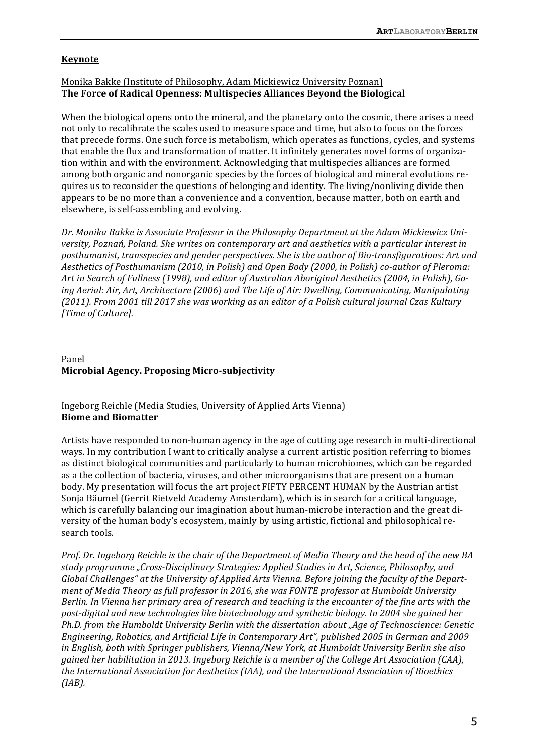**Keynote**

Monika Bakke (Institute of Philosophy, Adam Mickiewicz University Poznan)
**The Force of Radical Openness: Multispecies Alliances Beyond the Biological**

When the biological opens onto the mineral, and the planetary onto the cosmic, there arises a need not only to recalibrate the scales used to measure space and time, but also to focus on the forces that precede forms. One such force is metabolism, which operates as functions, cycles, and systems that enable the flux and transformation of matter. It infinitely generates novel forms of organization within and with the environment. Acknowledging that multispecies alliances are formed among both organic and nonorganic species by the forces of biological and mineral evolutions requires us to reconsider the questions of belonging and identity. The living/nonliving divide then appears to be no more than a convenience and a convention, because matter, both on earth and elsewhere, is self-assembling and evolving.

*Dr. Monika Bakke is Associate Professor in the Philosophy Department at the Adam Mickiewicz University, Poznań, Poland. She writes on contemporary art and aesthetics with a particular interest in posthumanist, transspecies and gender perspectives. She is the author of Bio-transfigurations: Art and Aesthetics of Posthumanism (2010, in Polish) and Open Body (2000, in Polish) co-author of Pleroma: Art in Search of Fullness (1998), and editor of Australian Aboriginal Aesthetics (2004, in Polish), Going Aerial: Air, Art, Architecture (2006) and The Life of Air: Dwelling, Communicating, Manipulating (2011). From 2001 till 2017 she was working as an editor of a Polish cultural journal Czas Kultury [Time of Culture].*

Panel
**Microbial Agency. Proposing Micro-subjectivity**

Ingeborg Reichle (Media Studies, University of Applied Arts Vienna)
**Biome and Biomatter**

Artists have responded to non-human agency in the age of cutting age research in multi-directional ways. In my contribution I want to critically analyse a current artistic position referring to biomes as distinct biological communities and particularly to human microbiomes, which can be regarded as a the collection of bacteria, viruses, and other microorganisms that are present on a human body. My presentation will focus the art project FIFTY PERCENT HUMAN by the Austrian artist Sonja Bäumel (Gerrit Rietveld Academy Amsterdam), which is in search for a critical language, which is carefully balancing our imagination about human-microbe interaction and the great diversity of the human body's ecosystem, mainly by using artistic, fictional and philosophical research tools.

*Prof. Dr. Ingeborg Reichle is the chair of the Department of Media Theory and the head of the new BA study programme „Cross-Disciplinary Strategies: Applied Studies in Art, Science, Philosophy, and Global Challenges" at the University of Applied Arts Vienna. Before joining the faculty of the Department of Media Theory as full professor in 2016, she was FONTE professor at Humboldt University Berlin. In Vienna her primary area of research and teaching is the encounter of the fine arts with the post-digital and new technologies like biotechnology and synthetic biology. In 2004 she gained her Ph.D. from the Humboldt University Berlin with the dissertation about „Age of Technoscience: Genetic Engineering, Robotics, and Artificial Life in Contemporary Art", published 2005 in German and 2009 in English, both with Springer publishers, Vienna/New York, at Humboldt University Berlin she also gained her habilitation in 2013. Ingeborg Reichle is a member of the College Art Association (CAA), the International Association for Aesthetics (IAA), and the International Association of Bioethics (IAB).*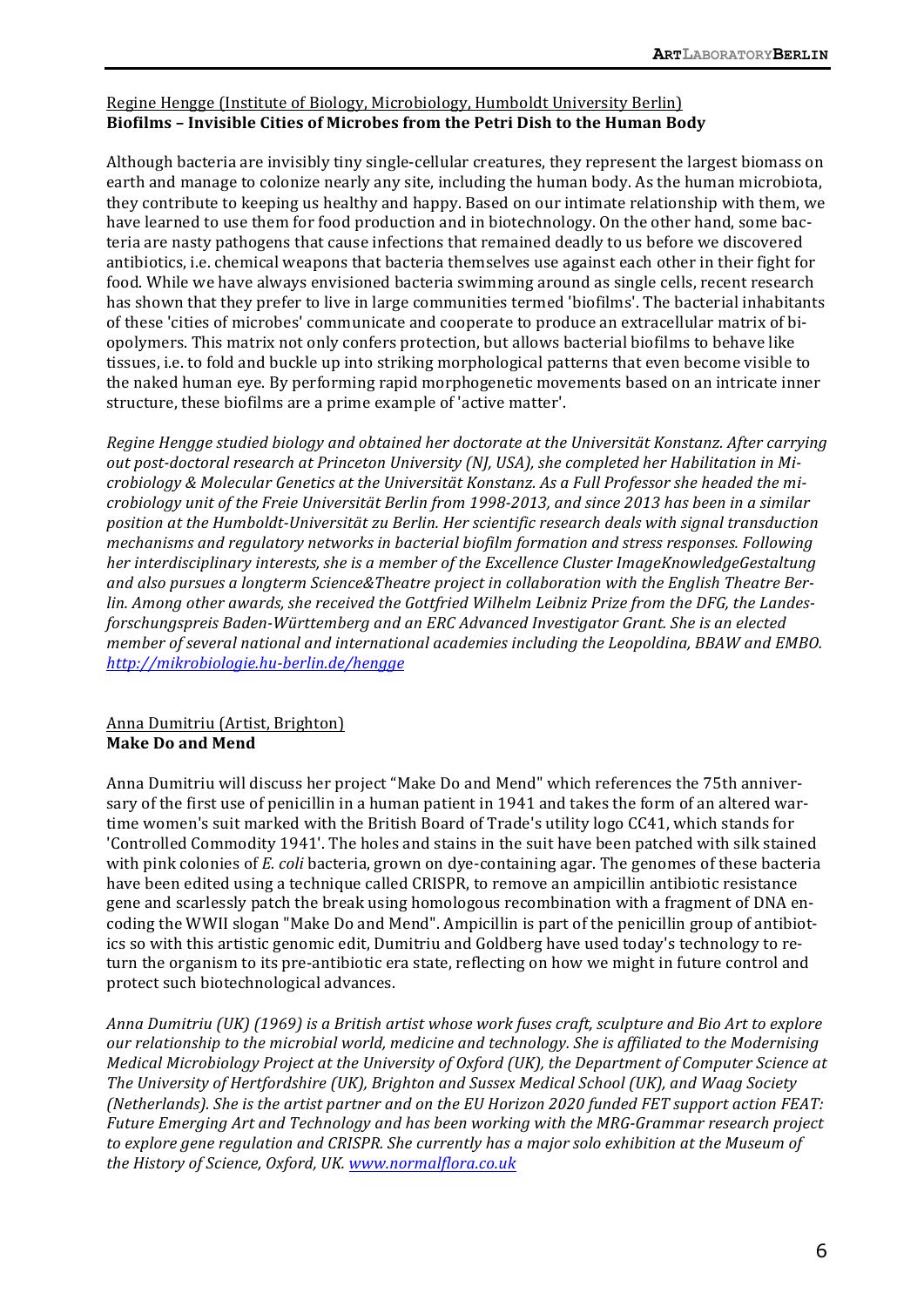<u>Regine Hengge (Institute of Biology, Microbiology, Humboldt University Berlin)</u>
**Biofilms – Invisible Cities of Microbes from the Petri Dish to the Human Body**

Although bacteria are invisibly tiny single-cellular creatures, they represent the largest biomass on earth and manage to colonize nearly any site, including the human body. As the human microbiota, they contribute to keeping us healthy and happy. Based on our intimate relationship with them, we have learned to use them for food production and in biotechnology. On the other hand, some bacteria are nasty pathogens that cause infections that remained deadly to us before we discovered antibiotics, i.e. chemical weapons that bacteria themselves use against each other in their fight for food. While we have always envisioned bacteria swimming around as single cells, recent research has shown that they prefer to live in large communities termed 'biofilms'. The bacterial inhabitants of these 'cities of microbes' communicate and cooperate to produce an extracellular matrix of biopolymers. This matrix not only confers protection, but allows bacterial biofilms to behave like tissues, i.e. to fold and buckle up into striking morphological patterns that even become visible to the naked human eye. By performing rapid morphogenetic movements based on an intricate inner structure, these biofilms are a prime example of 'active matter'.

*Regine Hengge studied biology and obtained her doctorate at the Universität Konstanz. After carrying out post-doctoral research at Princeton University (NJ, USA), she completed her Habilitation in Microbiology & Molecular Genetics at the Universität Konstanz. As a Full Professor she headed the microbiology unit of the Freie Universität Berlin from 1998-2013, and since 2013 has been in a similar position at the Humboldt-Universität zu Berlin. Her scientific research deals with signal transduction mechanisms and regulatory networks in bacterial biofilm formation and stress responses. Following her interdisciplinary interests, she is a member of the Excellence Cluster ImageKnowledgeGestaltung and also pursues a longterm Science&Theatre project in collaboration with the English Theatre Berlin. Among other awards, she received the Gottfried Wilhelm Leibniz Prize from the DFG, the Landesforschungspreis Baden-Württemberg and an ERC Advanced Investigator Grant. She is an elected member of several national and international academies including the Leopoldina, BBAW and EMBO. http://mikrobiologie.hu-berlin.de/hengge*

<u>Anna Dumitriu (Artist, Brighton)</u>
**Make Do and Mend**

Anna Dumitriu will discuss her project "Make Do and Mend" which references the 75th anniversary of the first use of penicillin in a human patient in 1941 and takes the form of an altered wartime women's suit marked with the British Board of Trade's utility logo CC41, which stands for 'Controlled Commodity 1941'. The holes and stains in the suit have been patched with silk stained with pink colonies of *E. coli* bacteria, grown on dye-containing agar. The genomes of these bacteria have been edited using a technique called CRISPR, to remove an ampicillin antibiotic resistance gene and scarlessly patch the break using homologous recombination with a fragment of DNA encoding the WWII slogan "Make Do and Mend". Ampicillin is part of the penicillin group of antibiotics so with this artistic genomic edit, Dumitriu and Goldberg have used today's technology to return the organism to its pre-antibiotic era state, reflecting on how we might in future control and protect such biotechnological advances.

*Anna Dumitriu (UK) (1969) is a British artist whose work fuses craft, sculpture and Bio Art to explore our relationship to the microbial world, medicine and technology. She is affiliated to the Modernising Medical Microbiology Project at the University of Oxford (UK), the Department of Computer Science at The University of Hertfordshire (UK), Brighton and Sussex Medical School (UK), and Waag Society (Netherlands). She is the artist partner and on the EU Horizon 2020 funded FET support action FEAT: Future Emerging Art and Technology and has been working with the MRG-Grammar research project to explore gene regulation and CRISPR. She currently has a major solo exhibition at the Museum of the History of Science, Oxford, UK. www.normalflora.co.uk*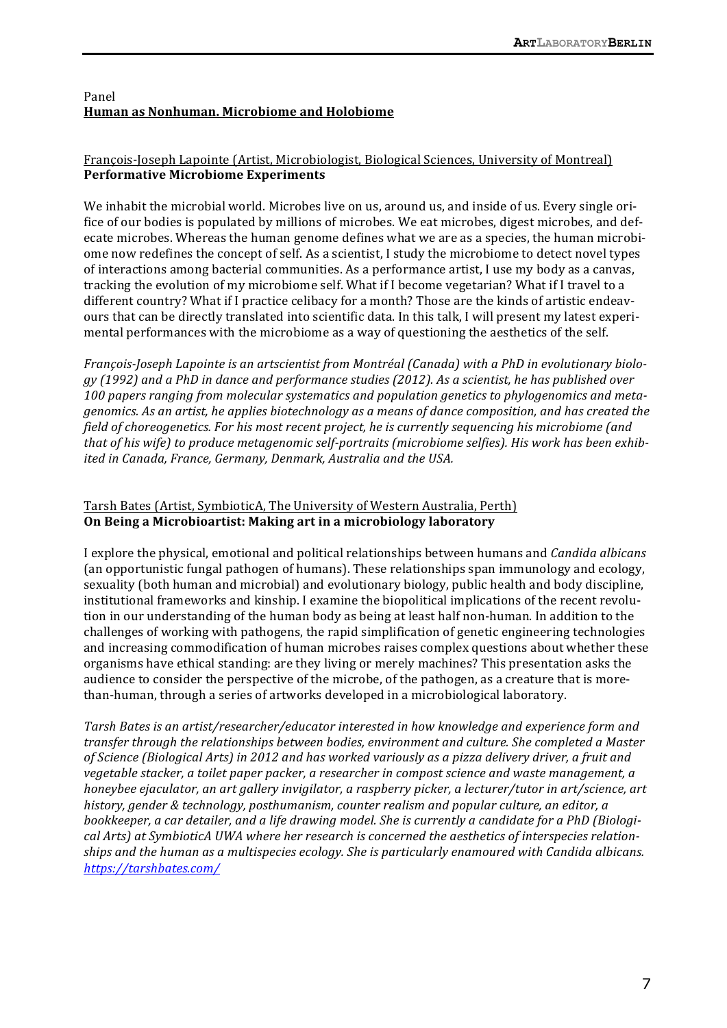Panel

**Human as Nonhuman. Microbiome and Holobiome**

François-Joseph Lapointe (Artist, Microbiologist, Biological Sciences, University of Montreal)

**Performative Microbiome Experiments**

We inhabit the microbial world. Microbes live on us, around us, and inside of us. Every single orifice of our bodies is populated by millions of microbes. We eat microbes, digest microbes, and defecate microbes. Whereas the human genome defines what we are as a species, the human microbiome now redefines the concept of self. As a scientist, I study the microbiome to detect novel types of interactions among bacterial communities. As a performance artist, I use my body as a canvas, tracking the evolution of my microbiome self. What if I become vegetarian? What if I travel to a different country? What if I practice celibacy for a month? Those are the kinds of artistic endeavours that can be directly translated into scientific data. In this talk, I will present my latest experimental performances with the microbiome as a way of questioning the aesthetics of the self.

*François-Joseph Lapointe is an artscientist from Montréal (Canada) with a PhD in evolutionary biology (1992) and a PhD in dance and performance studies (2012). As a scientist, he has published over 100 papers ranging from molecular systematics and population genetics to phylogenomics and metagenomics. As an artist, he applies biotechnology as a means of dance composition, and has created the field of choreogenetics. For his most recent project, he is currently sequencing his microbiome (and that of his wife) to produce metagenomic self-portraits (microbiome selfies). His work has been exhibited in Canada, France, Germany, Denmark, Australia and the USA.*

Tarsh Bates (Artist, SymbioticA, The University of Western Australia, Perth)

**On Being a Microbioartist: Making art in a microbiology laboratory**

I explore the physical, emotional and political relationships between humans and *Candida albicans* (an opportunistic fungal pathogen of humans). These relationships span immunology and ecology, sexuality (both human and microbial) and evolutionary biology, public health and body discipline, institutional frameworks and kinship. I examine the biopolitical implications of the recent revolution in our understanding of the human body as being at least half non-human. In addition to the challenges of working with pathogens, the rapid simplification of genetic engineering technologies and increasing commodification of human microbes raises complex questions about whether these organisms have ethical standing: are they living or merely machines? This presentation asks the audience to consider the perspective of the microbe, of the pathogen, as a creature that is more-than-human, through a series of artworks developed in a microbiological laboratory.

*Tarsh Bates is an artist/researcher/educator interested in how knowledge and experience form and transfer through the relationships between bodies, environment and culture. She completed a Master of Science (Biological Arts) in 2012 and has worked variously as a pizza delivery driver, a fruit and vegetable stacker, a toilet paper packer, a researcher in compost science and waste management, a honeybee ejaculator, an art gallery invigilator, a raspberry picker, a lecturer/tutor in art/science, art history, gender & technology, posthumanism, counter realism and popular culture, an editor, a bookkeeper, a car detailer, and a life drawing model. She is currently a candidate for a PhD (Biological Arts) at SymbioticA UWA where her research is concerned the aesthetics of interspecies relationships and the human as a multispecies ecology. She is particularly enamoured with Candida albicans.* *https://tarshbates.com/*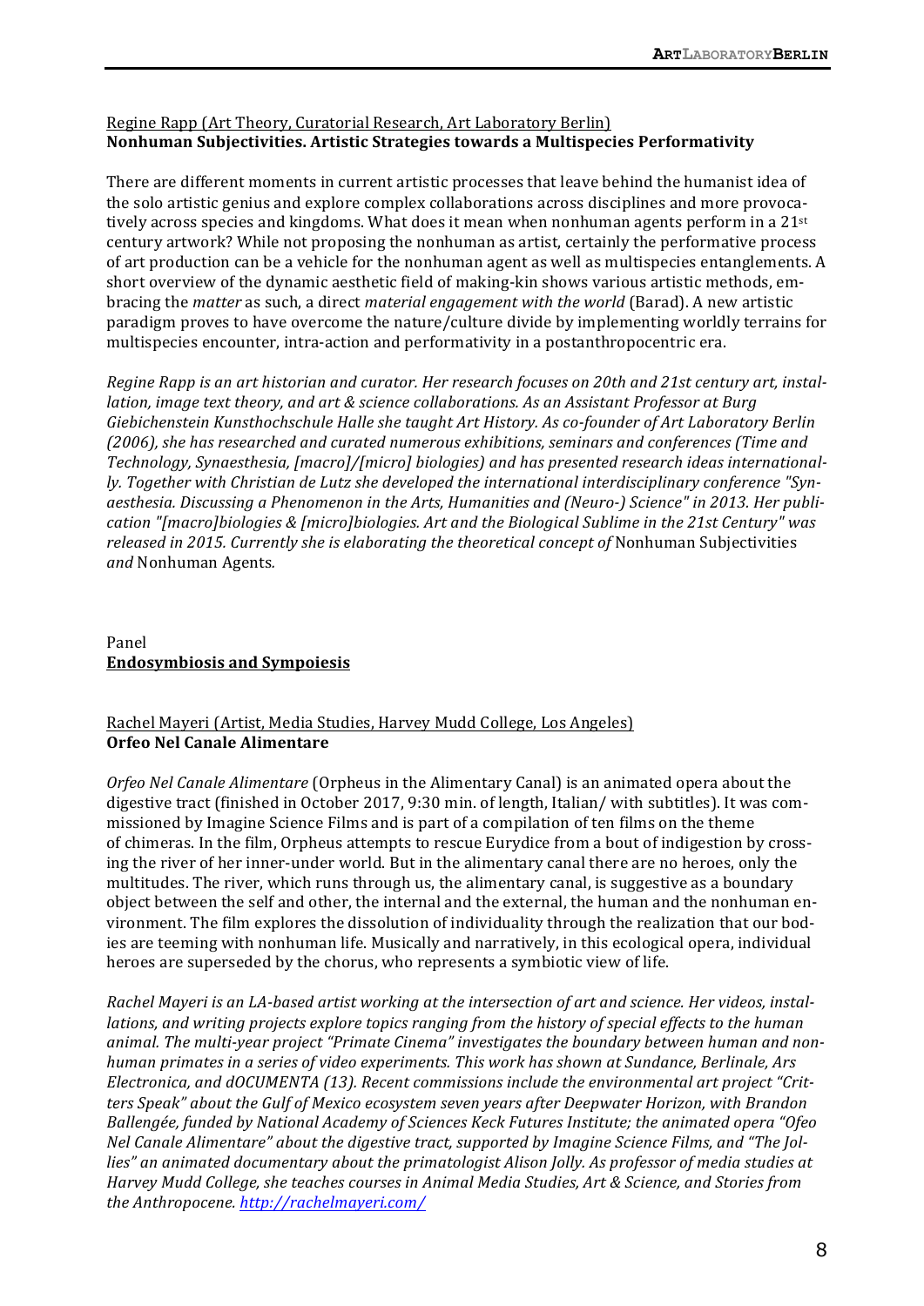Regine Rapp (Art Theory, Curatorial Research, Art Laboratory Berlin)
**Nonhuman Subjectivities. Artistic Strategies towards a Multispecies Performativity**

There are different moments in current artistic processes that leave behind the humanist idea of the solo artistic genius and explore complex collaborations across disciplines and more provocatively across species and kingdoms. What does it mean when nonhuman agents perform in a 21st century artwork? While not proposing the nonhuman as artist, certainly the performative process of art production can be a vehicle for the nonhuman agent as well as multispecies entanglements. A short overview of the dynamic aesthetic field of making-kin shows various artistic methods, embracing the *matter* as such, a direct *material engagement with the world* (Barad). A new artistic paradigm proves to have overcome the nature/culture divide by implementing worldly terrains for multispecies encounter, intra-action and performativity in a postanthropocentric era.

*Regine Rapp is an art historian and curator. Her research focuses on 20th and 21st century art, installation, image text theory, and art & science collaborations. As an Assistant Professor at Burg Giebichenstein Kunsthochschule Halle she taught Art History. As co-founder of Art Laboratory Berlin (2006), she has researched and curated numerous exhibitions, seminars and conferences (Time and Technology, Synaesthesia, [macro]/[micro] biologies) and has presented research ideas internationally. Together with Christian de Lutz she developed the international interdisciplinary conference "Synaesthesia. Discussing a Phenomenon in the Arts, Humanities and (Neuro-) Science" in 2013. Her publication "[macro]biologies & [micro]biologies. Art and the Biological Sublime in the 21st Century" was released in 2015. Currently she is elaborating the theoretical concept of* Nonhuman Subjectivities *and* Nonhuman Agents*.*

Panel
**Endosymbiosis and Sympoiesis**

Rachel Mayeri (Artist, Media Studies, Harvey Mudd College, Los Angeles)
**Orfeo Nel Canale Alimentare**

*Orfeo Nel Canale Alimentare* (Orpheus in the Alimentary Canal) is an animated opera about the digestive tract (finished in October 2017, 9:30 min. of length, Italian/ with subtitles). It was commissioned by Imagine Science Films and is part of a compilation of ten films on the theme of chimeras. In the film, Orpheus attempts to rescue Eurydice from a bout of indigestion by crossing the river of her inner-under world. But in the alimentary canal there are no heroes, only the multitudes. The river, which runs through us, the alimentary canal, is suggestive as a boundary object between the self and other, the internal and the external, the human and the nonhuman environment. The film explores the dissolution of individuality through the realization that our bodies are teeming with nonhuman life. Musically and narratively, in this ecological opera, individual heroes are superseded by the chorus, who represents a symbiotic view of life.

*Rachel Mayeri is an LA-based artist working at the intersection of art and science. Her videos, installations, and writing projects explore topics ranging from the history of special effects to the human animal. The multi-year project "Primate Cinema" investigates the boundary between human and nonhuman primates in a series of video experiments. This work has shown at Sundance, Berlinale, Ars Electronica, and dOCUMENTA (13). Recent commissions include the environmental art project "Critters Speak" about the Gulf of Mexico ecosystem seven years after Deepwater Horizon, with Brandon Ballengée, funded by National Academy of Sciences Keck Futures Institute; the animated opera "Ofeo Nel Canale Alimentare" about the digestive tract, supported by Imagine Science Films, and "The Jollies" an animated documentary about the primatologist Alison Jolly. As professor of media studies at Harvey Mudd College, she teaches courses in Animal Media Studies, Art & Science, and Stories from the Anthropocene. http://rachelmayeri.com/*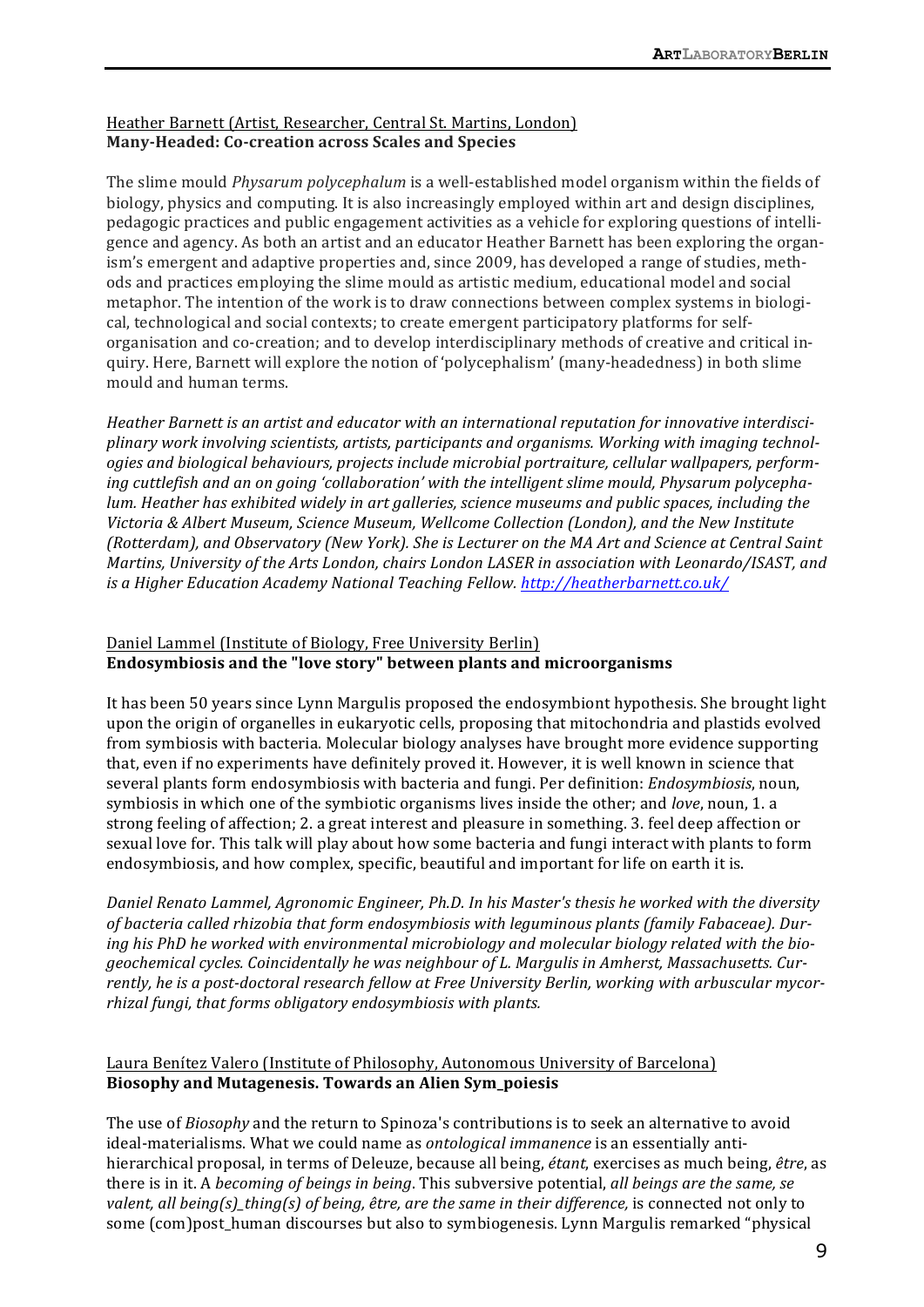Heather Barnett (Artist, Researcher, Central St. Martins, London)
**Many-Headed: Co-creation across Scales and Species**

The slime mould *Physarum polycephalum* is a well-established model organism within the fields of biology, physics and computing. It is also increasingly employed within art and design disciplines, pedagogic practices and public engagement activities as a vehicle for exploring questions of intelligence and agency. As both an artist and an educator Heather Barnett has been exploring the organism's emergent and adaptive properties and, since 2009, has developed a range of studies, methods and practices employing the slime mould as artistic medium, educational model and social metaphor. The intention of the work is to draw connections between complex systems in biological, technological and social contexts; to create emergent participatory platforms for self-organisation and co-creation; and to develop interdisciplinary methods of creative and critical inquiry. Here, Barnett will explore the notion of 'polycephalism' (many-headedness) in both slime mould and human terms.

*Heather Barnett is an artist and educator with an international reputation for innovative interdisciplinary work involving scientists, artists, participants and organisms. Working with imaging technologies and biological behaviours, projects include microbial portraiture, cellular wallpapers, performing cuttlefish and an on going 'collaboration' with the intelligent slime mould, Physarum polycephalum. Heather has exhibited widely in art galleries, science museums and public spaces, including the Victoria & Albert Museum, Science Museum, Wellcome Collection (London), and the New Institute (Rotterdam), and Observatory (New York). She is Lecturer on the MA Art and Science at Central Saint Martins, University of the Arts London, chairs London LASER in association with Leonardo/ISAST, and is a Higher Education Academy National Teaching Fellow. http://heatherbarnett.co.uk/*

Daniel Lammel (Institute of Biology, Free University Berlin)
**Endosymbiosis and the "love story" between plants and microorganisms**

It has been 50 years since Lynn Margulis proposed the endosymbiont hypothesis. She brought light upon the origin of organelles in eukaryotic cells, proposing that mitochondria and plastids evolved from symbiosis with bacteria. Molecular biology analyses have brought more evidence supporting that, even if no experiments have definitely proved it. However, it is well known in science that several plants form endosymbiosis with bacteria and fungi. Per definition: *Endosymbiosis*, noun, symbiosis in which one of the symbiotic organisms lives inside the other; and *love*, noun, 1. a strong feeling of affection; 2. a great interest and pleasure in something. 3. feel deep affection or sexual love for. This talk will play about how some bacteria and fungi interact with plants to form endosymbiosis, and how complex, specific, beautiful and important for life on earth it is.

*Daniel Renato Lammel, Agronomic Engineer, Ph.D. In his Master's thesis he worked with the diversity of bacteria called rhizobia that form endosymbiosis with leguminous plants (family Fabaceae). During his PhD he worked with environmental microbiology and molecular biology related with the biogeochemical cycles. Coincidentally he was neighbour of L. Margulis in Amherst, Massachusetts. Currently, he is a post-doctoral research fellow at Free University Berlin, working with arbuscular mycorrhizal fungi, that forms obligatory endosymbiosis with plants.*

Laura Benítez Valero (Institute of Philosophy, Autonomous University of Barcelona)
**Biosophy and Mutagenesis. Towards an Alien Sym_poiesis**

The use of *Biosophy* and the return to Spinoza's contributions is to seek an alternative to avoid ideal-materialisms. What we could name as *ontological immanence* is an essentially anti-hierarchical proposal, in terms of Deleuze, because all being, *étant*, exercises as much being, *être*, as there is in it. A *becoming of beings in being*. This subversive potential, *all beings are the same, se valent, all being(s)_thing(s) of being, être, are the same in their difference,* is connected not only to some (com)post_human discourses but also to symbiogenesis. Lynn Margulis remarked "physical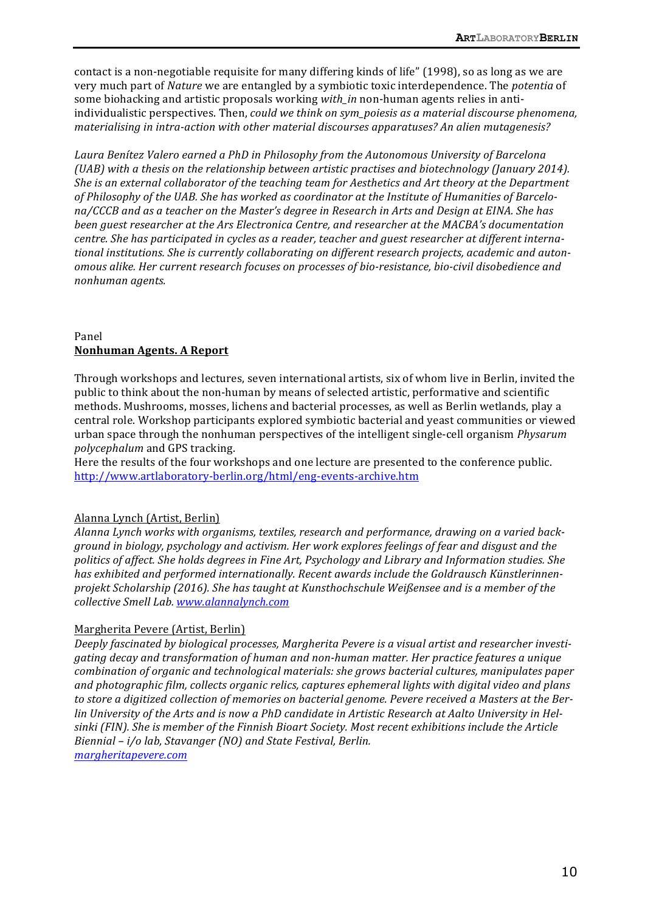contact is a non-negotiable requisite for many differing kinds of life" (1998), so as long as we are very much part of *Nature* we are entangled by a symbiotic toxic interdependence. The *potentia* of some biohacking and artistic proposals working *with_in* non-human agents relies in anti-individualistic perspectives. Then, *could we think on sym_poiesis as a material discourse phenomena, materialising in intra-action with other material discourses apparatuses? An alien mutagenesis?*

*Laura Benítez Valero earned a PhD in Philosophy from the Autonomous University of Barcelona (UAB) with a thesis on the relationship between artistic practises and biotechnology (January 2014). She is an external collaborator of the teaching team for Aesthetics and Art theory at the Department of Philosophy of the UAB. She has worked as coordinator at the Institute of Humanities of Barcelona/CCCB and as a teacher on the Master's degree in Research in Arts and Design at EINA. She has been guest researcher at the Ars Electronica Centre, and researcher at the MACBA's documentation centre. She has participated in cycles as a reader, teacher and guest researcher at different international institutions. She is currently collaborating on different research projects, academic and autonomous alike. Her current research focuses on processes of bio-resistance, bio-civil disobedience and nonhuman agents.*

Panel

**Nonhuman Agents. A Report**

Through workshops and lectures, seven international artists, six of whom live in Berlin, invited the public to think about the non-human by means of selected artistic, performative and scientific methods. Mushrooms, mosses, lichens and bacterial processes, as well as Berlin wetlands, play a central role. Workshop participants explored symbiotic bacterial and yeast communities or viewed urban space through the nonhuman perspectives of the intelligent single-cell organism *Physarum polycephalum* and GPS tracking.
Here the results of the four workshops and one lecture are presented to the conference public.
http://www.artlaboratory-berlin.org/html/eng-events-archive.htm

Alanna Lynch (Artist, Berlin)
*Alanna Lynch works with organisms, textiles, research and performance, drawing on a varied background in biology, psychology and activism. Her work explores feelings of fear and disgust and the politics of affect. She holds degrees in Fine Art, Psychology and Library and Information studies. She has exhibited and performed internationally. Recent awards include the Goldrausch Künstlerinnenprojekt Scholarship (2016). She has taught at Kunsthochschule Weißensee and is a member of the collective Smell Lab. www.alannalynch.com*

Margherita Pevere (Artist, Berlin)
*Deeply fascinated by biological processes, Margherita Pevere is a visual artist and researcher investigating decay and transformation of human and non-human matter. Her practice features a unique combination of organic and technological materials: she grows bacterial cultures, manipulates paper and photographic film, collects organic relics, captures ephemeral lights with digital video and plans to store a digitized collection of memories on bacterial genome. Pevere received a Masters at the Berlin University of the Arts and is now a PhD candidate in Artistic Research at Aalto University in Helsinki (FIN). She is member of the Finnish Bioart Society. Most recent exhibitions include the Article Biennial – i/o lab, Stavanger (NO) and State Festival, Berlin.*
*margheritapevere.com*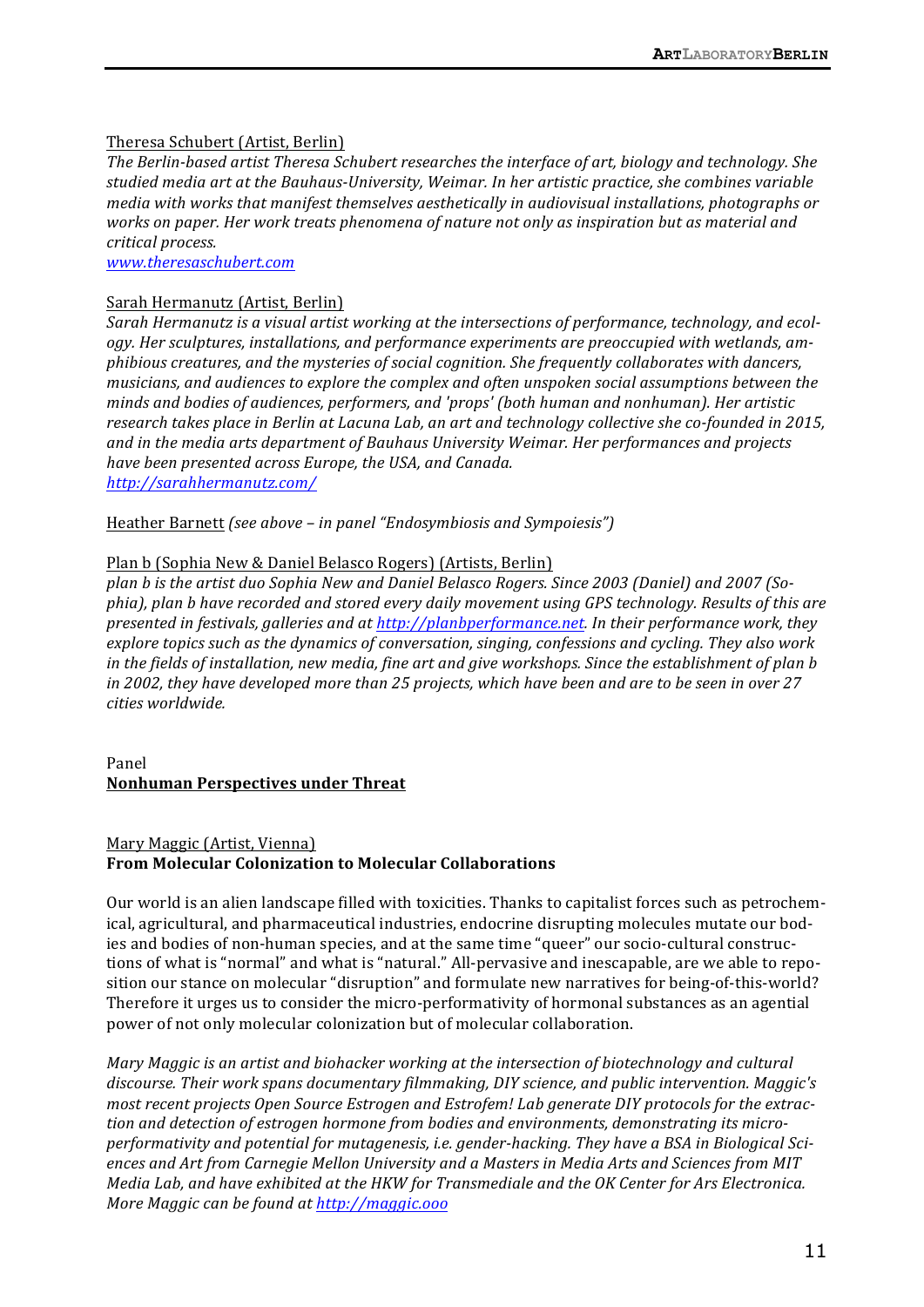Theresa Schubert (Artist, Berlin)
*The Berlin-based artist Theresa Schubert researches the interface of art, biology and technology. She studied media art at the Bauhaus-University, Weimar. In her artistic practice, she combines variable media with works that manifest themselves aesthetically in audiovisual installations, photographs or works on paper. Her work treats phenomena of nature not only as inspiration but as material and critical process.*
*www.theresaschubert.com*

Sarah Hermanutz (Artist, Berlin)
*Sarah Hermanutz is a visual artist working at the intersections of performance, technology, and ecology. Her sculptures, installations, and performance experiments are preoccupied with wetlands, amphibious creatures, and the mysteries of social cognition. She frequently collaborates with dancers, musicians, and audiences to explore the complex and often unspoken social assumptions between the minds and bodies of audiences, performers, and 'props' (both human and nonhuman). Her artistic research takes place in Berlin at Lacuna Lab, an art and technology collective she co-founded in 2015, and in the media arts department of Bauhaus University Weimar. Her performances and projects have been presented across Europe, the USA, and Canada.*
*http://sarahhermanutz.com/*

Heather Barnett *(see above – in panel "Endosymbiosis and Sympoiesis")*

Plan b (Sophia New & Daniel Belasco Rogers) (Artists, Berlin)
*plan b is the artist duo Sophia New and Daniel Belasco Rogers. Since 2003 (Daniel) and 2007 (Sophia), plan b have recorded and stored every daily movement using GPS technology. Results of this are presented in festivals, galleries and at http://planbperformance.net. In their performance work, they explore topics such as the dynamics of conversation, singing, confessions and cycling. They also work in the fields of installation, new media, fine art and give workshops. Since the establishment of plan b in 2002, they have developed more than 25 projects, which have been and are to be seen in over 27 cities worldwide.*

Panel
**Nonhuman Perspectives under Threat**

Mary Maggic (Artist, Vienna)
**From Molecular Colonization to Molecular Collaborations**

Our world is an alien landscape filled with toxicities. Thanks to capitalist forces such as petrochemical, agricultural, and pharmaceutical industries, endocrine disrupting molecules mutate our bodies and bodies of non-human species, and at the same time "queer" our socio-cultural constructions of what is "normal" and what is "natural." All-pervasive and inescapable, are we able to reposition our stance on molecular "disruption" and formulate new narratives for being-of-this-world? Therefore it urges us to consider the micro-performativity of hormonal substances as an agential power of not only molecular colonization but of molecular collaboration.

*Mary Maggic is an artist and biohacker working at the intersection of biotechnology and cultural discourse. Their work spans documentary filmmaking, DIY science, and public intervention. Maggic's most recent projects Open Source Estrogen and Estrofem! Lab generate DIY protocols for the extraction and detection of estrogen hormone from bodies and environments, demonstrating its micro-performativity and potential for mutagenesis, i.e. gender-hacking. They have a BSA in Biological Sciences and Art from Carnegie Mellon University and a Masters in Media Arts and Sciences from MIT Media Lab, and have exhibited at the HKW for Transmediale and the OK Center for Ars Electronica. More Maggic can be found at http://maggic.ooo*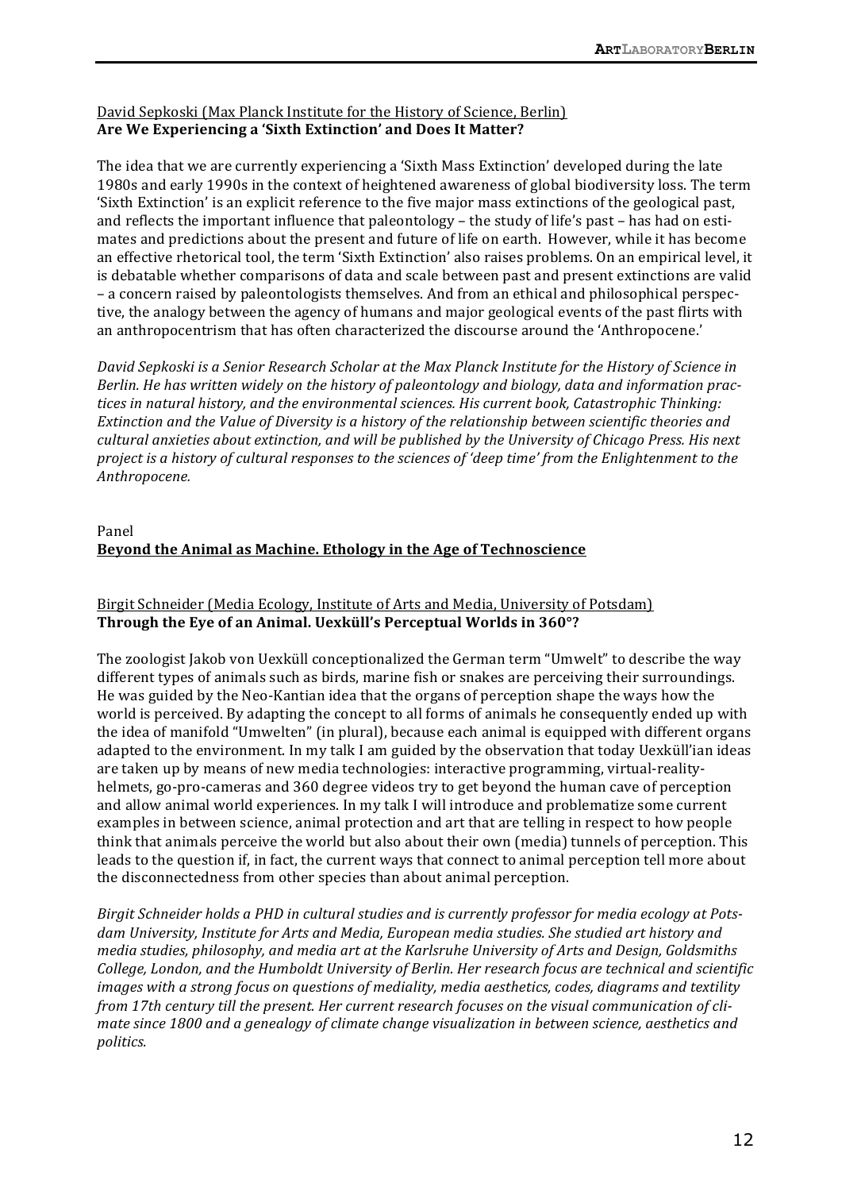<u>David Sepkoski (Max Planck Institute for the History of Science, Berlin)</u>
**Are We Experiencing a 'Sixth Extinction' and Does It Matter?**

The idea that we are currently experiencing a 'Sixth Mass Extinction' developed during the late 1980s and early 1990s in the context of heightened awareness of global biodiversity loss. The term 'Sixth Extinction' is an explicit reference to the five major mass extinctions of the geological past, and reflects the important influence that paleontology – the study of life's past – has had on estimates and predictions about the present and future of life on earth. However, while it has become an effective rhetorical tool, the term 'Sixth Extinction' also raises problems. On an empirical level, it is debatable whether comparisons of data and scale between past and present extinctions are valid – a concern raised by paleontologists themselves. And from an ethical and philosophical perspective, the analogy between the agency of humans and major geological events of the past flirts with an anthropocentrism that has often characterized the discourse around the 'Anthropocene.'

*David Sepkoski is a Senior Research Scholar at the Max Planck Institute for the History of Science in Berlin. He has written widely on the history of paleontology and biology, data and information practices in natural history, and the environmental sciences. His current book, Catastrophic Thinking: Extinction and the Value of Diversity is a history of the relationship between scientific theories and cultural anxieties about extinction, and will be published by the University of Chicago Press. His next project is a history of cultural responses to the sciences of 'deep time' from the Enlightenment to the Anthropocene.*

Panel
**<u>Beyond the Animal as Machine. Ethology in the Age of Technoscience</u>**

<u>Birgit Schneider (Media Ecology, Institute of Arts and Media, University of Potsdam)</u>
**Through the Eye of an Animal. Uexküll's Perceptual Worlds in 360°?**

The zoologist Jakob von Uexküll conceptionalized the German term "Umwelt" to describe the way different types of animals such as birds, marine fish or snakes are perceiving their surroundings. He was guided by the Neo-Kantian idea that the organs of perception shape the ways how the world is perceived. By adapting the concept to all forms of animals he consequently ended up with the idea of manifold "Umwelten" (in plural), because each animal is equipped with different organs adapted to the environment. In my talk I am guided by the observation that today Uexküll'ian ideas are taken up by means of new media technologies: interactive programming, virtual-reality-helmets, go-pro-cameras and 360 degree videos try to get beyond the human cave of perception and allow animal world experiences. In my talk I will introduce and problematize some current examples in between science, animal protection and art that are telling in respect to how people think that animals perceive the world but also about their own (media) tunnels of perception. This leads to the question if, in fact, the current ways that connect to animal perception tell more about the disconnectedness from other species than about animal perception.

*Birgit Schneider holds a PHD in cultural studies and is currently professor for media ecology at Potsdam University, Institute for Arts and Media, European media studies. She studied art history and media studies, philosophy, and media art at the Karlsruhe University of Arts and Design, Goldsmiths College, London, and the Humboldt University of Berlin. Her research focus are technical and scientific images with a strong focus on questions of mediality, media aesthetics, codes, diagrams and textility from 17th century till the present. Her current research focuses on the visual communication of climate since 1800 and a genealogy of climate change visualization in between science, aesthetics and politics.*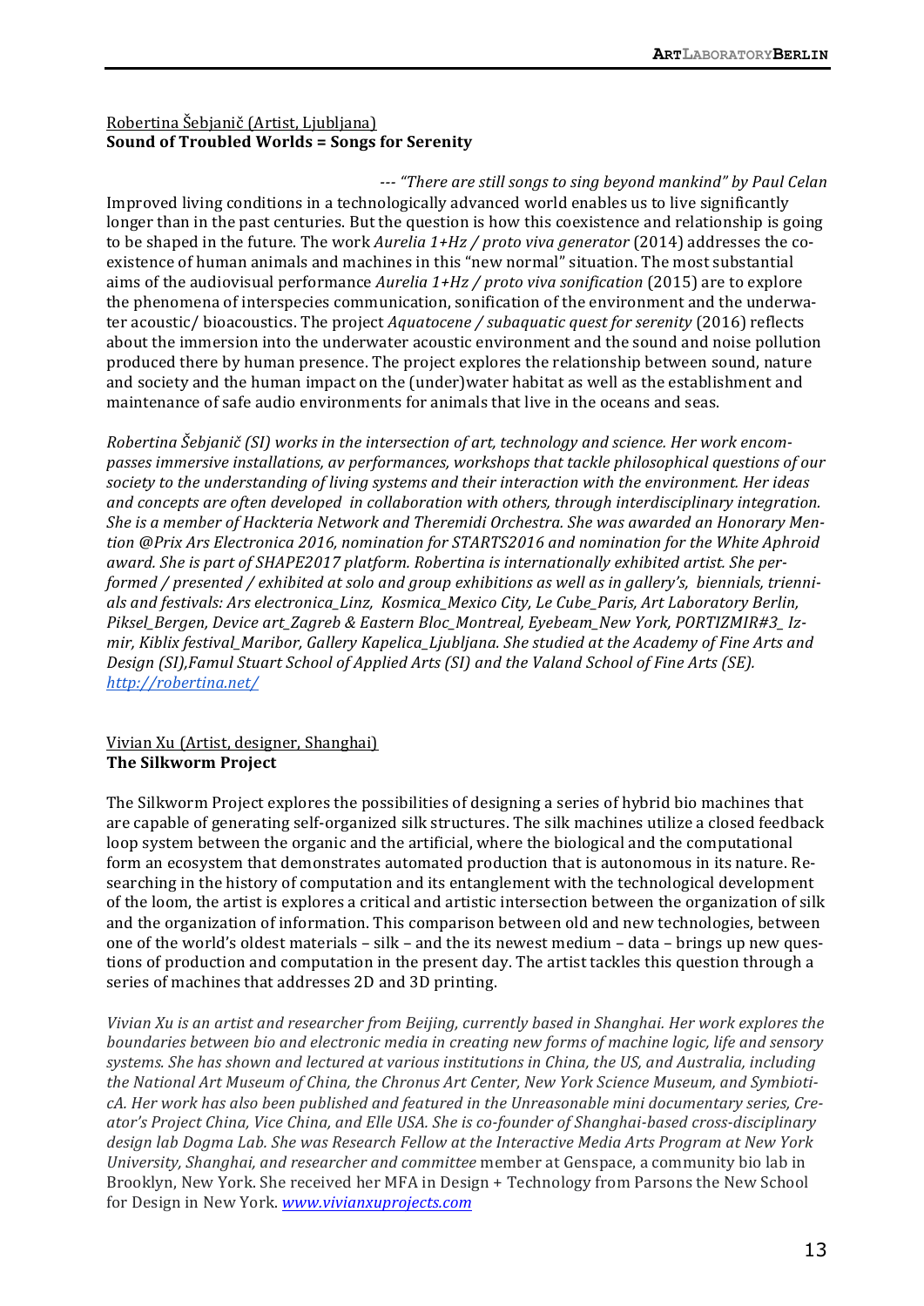Robertina Šebjanič (Artist, Ljubljana)
**Sound of Troubled Worlds = Songs for Serenity**

--- *"There are still songs to sing beyond mankind" by Paul Celan*

Improved living conditions in a technologically advanced world enables us to live significantly longer than in the past centuries. But the question is how this coexistence and relationship is going to be shaped in the future. The work *Aurelia 1+Hz / proto viva generator* (2014) addresses the co-existence of human animals and machines in this "new normal" situation. The most substantial aims of the audiovisual performance *Aurelia 1+Hz / proto viva sonification* (2015) are to explore the phenomena of interspecies communication, sonification of the environment and the underwater acoustic/ bioacoustics. The project *Aquatocene / subaquatic quest for serenity* (2016) reflects about the immersion into the underwater acoustic environment and the sound and noise pollution produced there by human presence. The project explores the relationship between sound, nature and society and the human impact on the (under)water habitat as well as the establishment and maintenance of safe audio environments for animals that live in the oceans and seas.

*Robertina Šebjanič (SI) works in the intersection of art, technology and science. Her work encompasses immersive installations, av performances, workshops that tackle philosophical questions of our society to the understanding of living systems and their interaction with the environment. Her ideas and concepts are often developed in collaboration with others, through interdisciplinary integration. She is a member of Hackteria Network and Theremidi Orchestra. She was awarded an Honorary Mention @Prix Ars Electronica 2016, nomination for STARTS2016 and nomination for the White Aphroid award. She is part of SHAPE2017 platform. Robertina is internationally exhibited artist. She performed / presented / exhibited at solo and group exhibitions as well as in gallery's, biennials, triennials and festivals: Ars electronica_Linz, Kosmica_Mexico City, Le Cube_Paris, Art Laboratory Berlin, Piksel_Bergen, Device art_Zagreb & Eastern Bloc_Montreal, Eyebeam_New York, PORTIZMIR#3_ Izmir, Kiblix festival_Maribor, Gallery Kapelica_Ljubljana. She studied at the Academy of Fine Arts and Design (SI),Famul Stuart School of Applied Arts (SI) and the Valand School of Fine Arts (SE). http://robertina.net/*

Vivian Xu (Artist, designer, Shanghai)
**The Silkworm Project**

The Silkworm Project explores the possibilities of designing a series of hybrid bio machines that are capable of generating self-organized silk structures. The silk machines utilize a closed feedback loop system between the organic and the artificial, where the biological and the computational form an ecosystem that demonstrates automated production that is autonomous in its nature. Researching in the history of computation and its entanglement with the technological development of the loom, the artist is explores a critical and artistic intersection between the organization of silk and the organization of information. This comparison between old and new technologies, between one of the world's oldest materials – silk – and the its newest medium – data – brings up new questions of production and computation in the present day. The artist tackles this question through a series of machines that addresses 2D and 3D printing.

*Vivian Xu is an artist and researcher from Beijing, currently based in Shanghai. Her work explores the boundaries between bio and electronic media in creating new forms of machine logic, life and sensory systems. She has shown and lectured at various institutions in China, the US, and Australia, including the National Art Museum of China, the Chronus Art Center, New York Science Museum, and SymbioticA. Her work has also been published and featured in the Unreasonable mini documentary series, Creator's Project China, Vice China, and Elle USA. She is co-founder of Shanghai-based cross-disciplinary design lab Dogma Lab. She was Research Fellow at the Interactive Media Arts Program at New York University, Shanghai, and researcher and committee* member at Genspace, a community bio lab in Brooklyn, New York. She received her MFA in Design + Technology from Parsons the New School for Design in New York. *www.vivianxuprojects.com*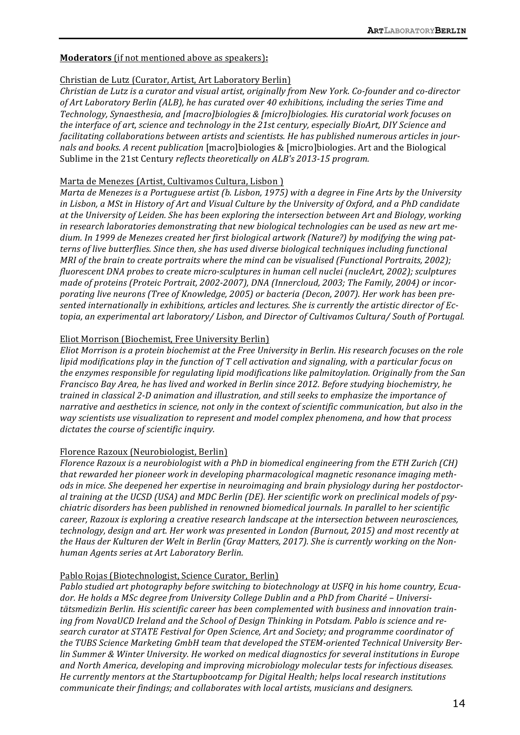**Moderators** (if not mentioned above as speakers)**:**

Christian de Lutz (Curator, Artist, Art Laboratory Berlin)

*Christian de Lutz is a curator and visual artist, originally from New York. Co-founder and co-director of Art Laboratory Berlin (ALB), he has curated over 40 exhibitions, including the series Time and Technology, Synaesthesia, and [macro]biologies & [micro]biologies. His curatorial work focuses on the interface of art, science and technology in the 21st century, especially BioArt, DIY Science and facilitating collaborations between artists and scientists. He has published numerous articles in journals and books. A recent publication* [macro]biologies & [micro]biologies. Art and the Biological Sublime in the 21st Century *reflects theoretically on ALB's 2013-15 program.*

Marta de Menezes (Artist, Cultivamos Cultura, Lisbon )

*Marta de Menezes is a Portuguese artist (b. Lisbon, 1975) with a degree in Fine Arts by the University in Lisbon, a MSt in History of Art and Visual Culture by the University of Oxford, and a PhD candidate at the University of Leiden. She has been exploring the intersection between Art and Biology, working in research laboratories demonstrating that new biological technologies can be used as new art medium. In 1999 de Menezes created her first biological artwork (Nature?) by modifying the wing patterns of live butterflies. Since then, she has used diverse biological techniques including functional MRI of the brain to create portraits where the mind can be visualised (Functional Portraits, 2002); fluorescent DNA probes to create micro-sculptures in human cell nuclei (nucleArt, 2002); sculptures made of proteins (Proteic Portrait, 2002-2007), DNA (Innercloud, 2003; The Family, 2004) or incorporating live neurons (Tree of Knowledge, 2005) or bacteria (Decon, 2007). Her work has been presented internationally in exhibitions, articles and lectures. She is currently the artistic director of Ectopia, an experimental art laboratory/ Lisbon, and Director of Cultivamos Cultura/ South of Portugal.*

Eliot Morrison (Biochemist, Free University Berlin)

*Eliot Morrison is a protein biochemist at the Free University in Berlin. His research focuses on the role lipid modifications play in the function of T cell activation and signaling, with a particular focus on the enzymes responsible for regulating lipid modifications like palmitoylation. Originally from the San Francisco Bay Area, he has lived and worked in Berlin since 2012. Before studying biochemistry, he trained in classical 2-D animation and illustration, and still seeks to emphasize the importance of narrative and aesthetics in science, not only in the context of scientific communication, but also in the way scientists use visualization to represent and model complex phenomena, and how that process dictates the course of scientific inquiry.*

Florence Razoux (Neurobiologist, Berlin)

*Florence Razoux is a neurobiologist with a PhD in biomedical engineering from the ETH Zurich (CH) that rewarded her pioneer work in developing pharmacological magnetic resonance imaging methods in mice. She deepened her expertise in neuroimaging and brain physiology during her postdoctoral training at the UCSD (USA) and MDC Berlin (DE). Her scientific work on preclinical models of psychiatric disorders has been published in renowned biomedical journals. In parallel to her scientific career, Razoux is exploring a creative research landscape at the intersection between neurosciences, technology, design and art. Her work was presented in London (Burnout, 2015) and most recently at the Haus der Kulturen der Welt in Berlin (Gray Matters, 2017). She is currently working on the Non-human Agents series at Art Laboratory Berlin.*

Pablo Rojas (Biotechnologist, Science Curator, Berlin)

*Pablo studied art photography before switching to biotechnology at USFQ in his home country, Ecuador. He holds a MSc degree from University College Dublin and a PhD from Charité – Universitätsmedizin Berlin. His scientific career has been complemented with business and innovation training from NovaUCD Ireland and the School of Design Thinking in Potsdam. Pablo is science and research curator at STATE Festival for Open Science, Art and Society; and programme coordinator of the TUBS Science Marketing GmbH team that developed the STEM-oriented Technical University Berlin Summer & Winter University. He worked on medical diagnostics for several institutions in Europe and North America, developing and improving microbiology molecular tests for infectious diseases. He currently mentors at the Startupbootcamp for Digital Health; helps local research institutions communicate their findings; and collaborates with local artists, musicians and designers.*